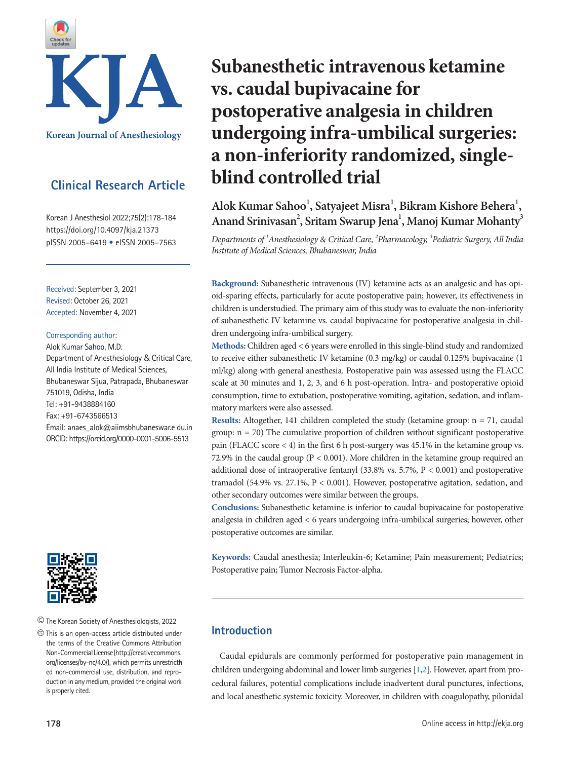Clinical Research Article

# Subanesthetic intravenous ketamine vs. caudal bupivacaine for postoperative analgesia in children undergoing infra-umbilical surgeries: a non-inferiority randomized, single-blind controlled trial

Alok Kumar Sahoo[1], Satyajeet Misra[1], Bikram Kishore Behera[1], Anand Srinivasan[2], Sritam Swarup Jena[1], Manoj Kumar Mohanty[3]

*Departments of [1]Anesthesiology & Critical Care, [2]Pharmacology, [3]Pediatric Surgery, All India Institute of Medical Sciences, Bhubaneswar, India*

Korean J Anesthesiol 2022;75(2):178-184
https://doi.org/10.4097/kja.21373
pISSN 2005–6419 • eISSN 2005–7563

Received: September 3, 2021
Revised: October 26, 2021
Accepted: November 4, 2021

Corresponding author:
Alok Kumar Sahoo, M.D.
Department of Anesthesiology & Critical Care, All India Institute of Medical Sciences, Bhubaneswar Sijua, Patrapada, Bhubaneswar 751019, Odisha, India
Tel: +91-9438884160
Fax: +91-6743566513
Email: anaes_alok@aiimsbhubaneswar.edu.in
ORCID: https://orcid.org/0000-0001-5006-5513

**Background:** Subanesthetic intravenous (IV) ketamine acts as an analgesic and has opioid-sparing effects, particularly for acute postoperative pain; however, its effectiveness in children is understudied. The primary aim of this study was to evaluate the non-inferiority of subanesthetic IV ketamine vs. caudal bupivacaine for postoperative analgesia in children undergoing infra-umbilical surgery.

**Methods:** Children aged < 6 years were enrolled in this single-blind study and randomized to receive either subanesthetic IV ketamine (0.3 mg/kg) or caudal 0.125% bupivacaine (1 ml/kg) along with general anesthesia. Postoperative pain was assessed using the FLACC scale at 30 minutes and 1, 2, 3, and 6 h post-operation. Intra- and postoperative opioid consumption, time to extubation, postoperative vomiting, agitation, sedation, and inflammatory markers were also assessed.

**Results:** Altogether, 141 children completed the study (ketamine group: n = 71, caudal group: n = 70) The cumulative proportion of children without significant postoperative pain (FLACC score < 4) in the first 6 h post-surgery was 45.1% in the ketamine group vs. 72.9% in the caudal group (P < 0.001). More children in the ketamine group required an additional dose of intraoperative fentanyl (33.8% vs. 5.7%, P < 0.001) and postoperative tramadol (54.9% vs. 27.1%, P < 0.001). However, postoperative agitation, sedation, and other secondary outcomes were similar between the groups.

**Conclusions:** Subanesthetic ketamine is inferior to caudal bupivacaine for postoperative analgesia in children aged < 6 years undergoing infra-umbilical surgeries; however, other postoperative outcomes are similar.

**Keywords:** Caudal anesthesia; Interleukin-6; Ketamine; Pain measurement; Pediatrics; Postoperative pain; Tumor Necrosis Factor-alpha.

© The Korean Society of Anesthesiologists, 2022

This is an open-access article distributed under the terms of the Creative Commons Attribution Non-Commercial License (http://creativecommons.org/licenses/by-nc/4.0/), which permits unrestricted non-commercial use, distribution, and reproduction in any medium, provided the original work is properly cited.

## Introduction

Caudal epidurals are commonly performed for postoperative pain management in children undergoing abdominal and lower limb surgeries [1,2]. However, apart from procedural failures, potential complications include inadvertent dural punctures, infections, and local anesthetic systemic toxicity. Moreover, in children with coagulopathy, pilonidal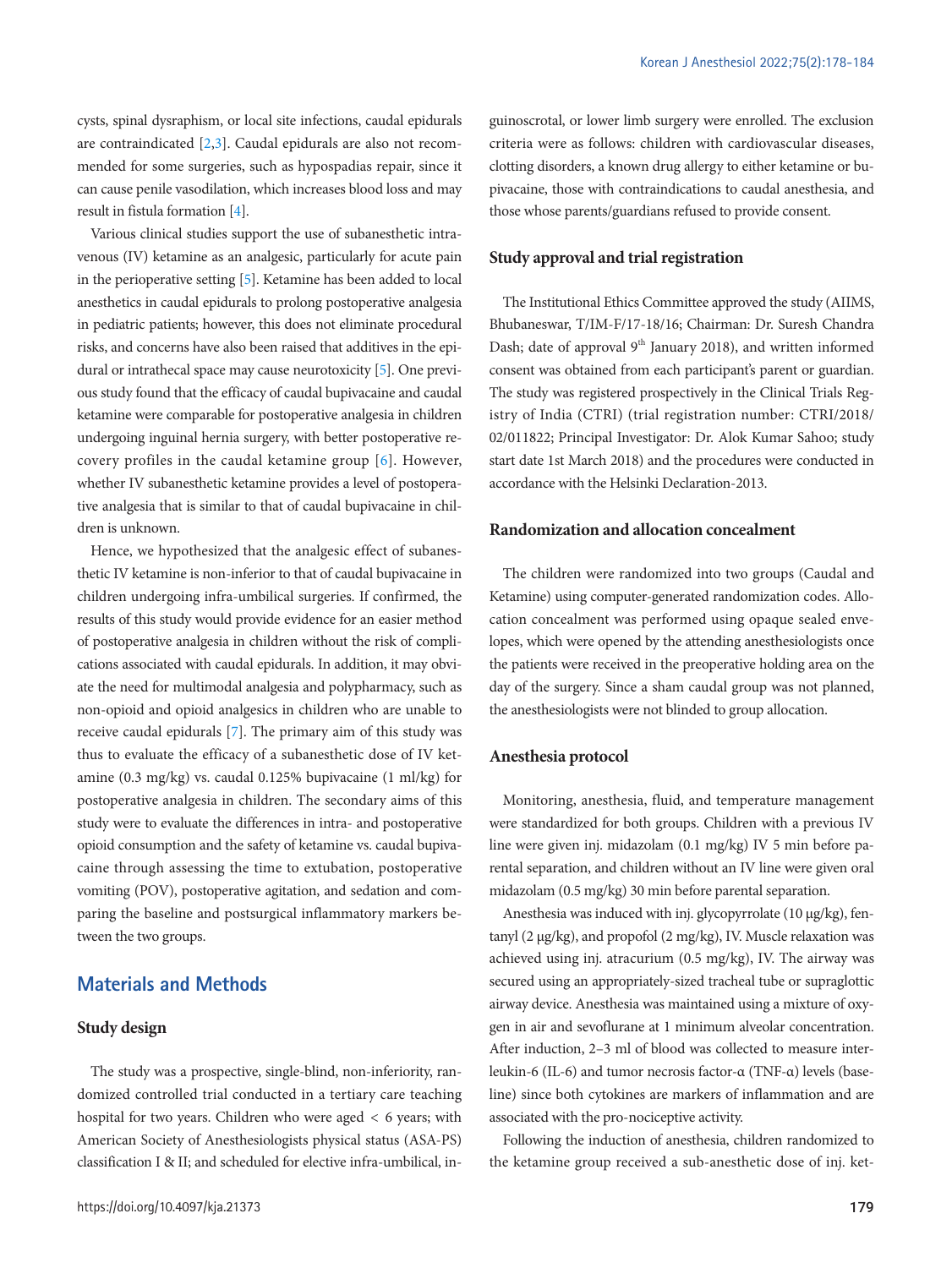cysts, spinal dysraphism, or local site infections, caudal epidurals are contraindicated [2,3]. Caudal epidurals are also not recommended for some surgeries, such as hypospadias repair, since it can cause penile vasodilation, which increases blood loss and may result in fistula formation [4].

Various clinical studies support the use of subanesthetic intravenous (IV) ketamine as an analgesic, particularly for acute pain in the perioperative setting [5]. Ketamine has been added to local anesthetics in caudal epidurals to prolong postoperative analgesia in pediatric patients; however, this does not eliminate procedural risks, and concerns have also been raised that additives in the epidural or intrathecal space may cause neurotoxicity [5]. One previous study found that the efficacy of caudal bupivacaine and caudal ketamine were comparable for postoperative analgesia in children undergoing inguinal hernia surgery, with better postoperative recovery profiles in the caudal ketamine group [6]. However, whether IV subanesthetic ketamine provides a level of postoperative analgesia that is similar to that of caudal bupivacaine in children is unknown.

Hence, we hypothesized that the analgesic effect of subanesthetic IV ketamine is non-inferior to that of caudal bupivacaine in children undergoing infra-umbilical surgeries. If confirmed, the results of this study would provide evidence for an easier method of postoperative analgesia in children without the risk of complications associated with caudal epidurals. In addition, it may obviate the need for multimodal analgesia and polypharmacy, such as non-opioid and opioid analgesics in children who are unable to receive caudal epidurals [7]. The primary aim of this study was thus to evaluate the efficacy of a subanesthetic dose of IV ketamine (0.3 mg/kg) vs. caudal 0.125% bupivacaine (1 ml/kg) for postoperative analgesia in children. The secondary aims of this study were to evaluate the differences in intra- and postoperative opioid consumption and the safety of ketamine vs. caudal bupivacaine through assessing the time to extubation, postoperative vomiting (POV), postoperative agitation, and sedation and comparing the baseline and postsurgical inflammatory markers between the two groups.

## Materials and Methods

### Study design

The study was a prospective, single-blind, non-inferiority, randomized controlled trial conducted in a tertiary care teaching hospital for two years. Children who were aged < 6 years; with American Society of Anesthesiologists physical status (ASA-PS) classification I & II; and scheduled for elective infra-umbilical, inguinoscrotal, or lower limb surgery were enrolled. The exclusion criteria were as follows: children with cardiovascular diseases, clotting disorders, a known drug allergy to either ketamine or bupivacaine, those with contraindications to caudal anesthesia, and those whose parents/guardians refused to provide consent.

### Study approval and trial registration

The Institutional Ethics Committee approved the study (AIIMS, Bhubaneswar, T/IM-F/17-18/16; Chairman: Dr. Suresh Chandra Dash; date of approval 9th January 2018), and written informed consent was obtained from each participant's parent or guardian. The study was registered prospectively in the Clinical Trials Registry of India (CTRI) (trial registration number: CTRI/2018/02/011822; Principal Investigator: Dr. Alok Kumar Sahoo; study start date 1st March 2018) and the procedures were conducted in accordance with the Helsinki Declaration-2013.

### Randomization and allocation concealment

The children were randomized into two groups (Caudal and Ketamine) using computer-generated randomization codes. Allocation concealment was performed using opaque sealed envelopes, which were opened by the attending anesthesiologists once the patients were received in the preoperative holding area on the day of the surgery. Since a sham caudal group was not planned, the anesthesiologists were not blinded to group allocation.

### Anesthesia protocol

Monitoring, anesthesia, fluid, and temperature management were standardized for both groups. Children with a previous IV line were given inj. midazolam (0.1 mg/kg) IV 5 min before parental separation, and children without an IV line were given oral midazolam (0.5 mg/kg) 30 min before parental separation.

Anesthesia was induced with inj. glycopyrrolate (10 μg/kg), fentanyl (2 μg/kg), and propofol (2 mg/kg), IV. Muscle relaxation was achieved using inj. atracurium (0.5 mg/kg), IV. The airway was secured using an appropriately-sized tracheal tube or supraglottic airway device. Anesthesia was maintained using a mixture of oxygen in air and sevoflurane at 1 minimum alveolar concentration. After induction, 2–3 ml of blood was collected to measure interleukin-6 (IL-6) and tumor necrosis factor-α (TNF-α) levels (baseline) since both cytokines are markers of inflammation and are associated with the pro-nociceptive activity.

Following the induction of anesthesia, children randomized to the ketamine group received a sub-anesthetic dose of inj. ket-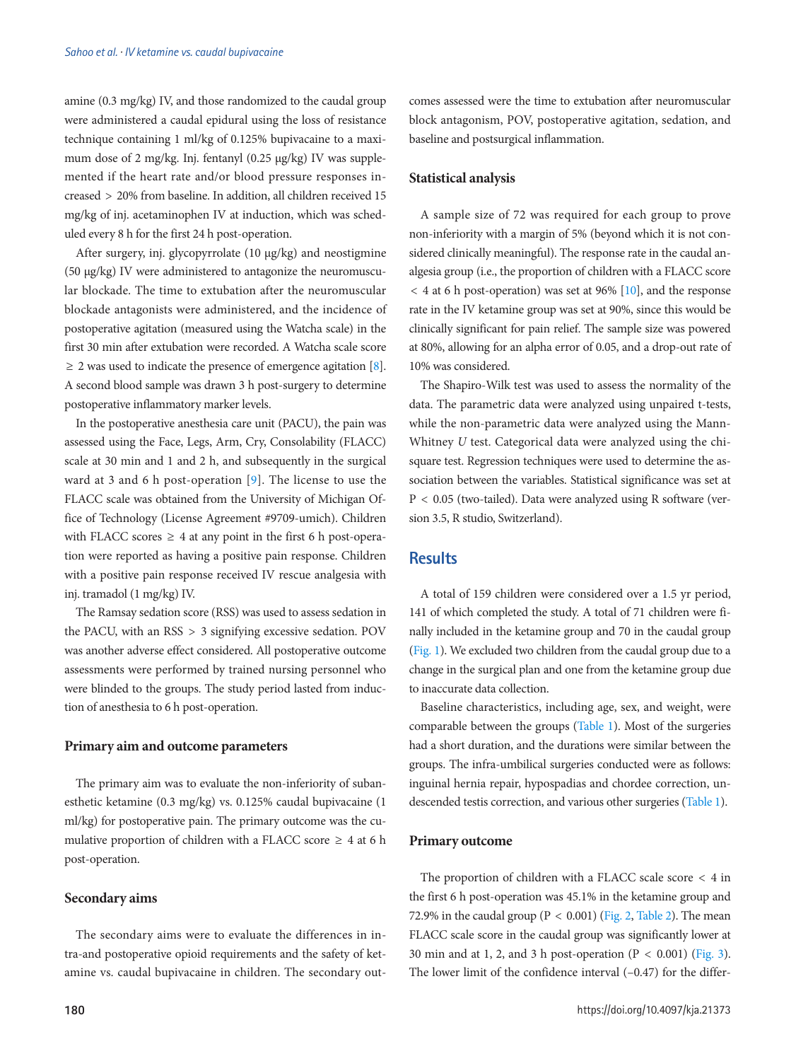amine (0.3 mg/kg) IV, and those randomized to the caudal group were administered a caudal epidural using the loss of resistance technique containing 1 ml/kg of 0.125% bupivacaine to a maximum dose of 2 mg/kg. Inj. fentanyl (0.25 μg/kg) IV was supplemented if the heart rate and/or blood pressure responses increased > 20% from baseline. In addition, all children received 15 mg/kg of inj. acetaminophen IV at induction, which was scheduled every 8 h for the first 24 h post-operation.

After surgery, inj. glycopyrrolate (10 μg/kg) and neostigmine (50 μg/kg) IV were administered to antagonize the neuromuscular blockade. The time to extubation after the neuromuscular blockade antagonists were administered, and the incidence of postoperative agitation (measured using the Watcha scale) in the first 30 min after extubation were recorded. A Watcha scale score ≥ 2 was used to indicate the presence of emergence agitation [8]. A second blood sample was drawn 3 h post-surgery to determine postoperative inflammatory marker levels.

In the postoperative anesthesia care unit (PACU), the pain was assessed using the Face, Legs, Arm, Cry, Consolability (FLACC) scale at 30 min and 1 and 2 h, and subsequently in the surgical ward at 3 and 6 h post-operation [9]. The license to use the FLACC scale was obtained from the University of Michigan Office of Technology (License Agreement #9709-umich). Children with FLACC scores ≥ 4 at any point in the first 6 h post-operation were reported as having a positive pain response. Children with a positive pain response received IV rescue analgesia with inj. tramadol (1 mg/kg) IV.

The Ramsay sedation score (RSS) was used to assess sedation in the PACU, with an RSS > 3 signifying excessive sedation. POV was another adverse effect considered. All postoperative outcome assessments were performed by trained nursing personnel who were blinded to the groups. The study period lasted from induction of anesthesia to 6 h post-operation.

### Primary aim and outcome parameters

The primary aim was to evaluate the non-inferiority of subanesthetic ketamine (0.3 mg/kg) vs. 0.125% caudal bupivacaine (1 ml/kg) for postoperative pain. The primary outcome was the cumulative proportion of children with a FLACC score ≥ 4 at 6 h post-operation.

### Secondary aims

The secondary aims were to evaluate the differences in intra-and postoperative opioid requirements and the safety of ketamine vs. caudal bupivacaine in children. The secondary outcomes assessed were the time to extubation after neuromuscular block antagonism, POV, postoperative agitation, sedation, and baseline and postsurgical inflammation.

### Statistical analysis

A sample size of 72 was required for each group to prove non-inferiority with a margin of 5% (beyond which it is not considered clinically meaningful). The response rate in the caudal analgesia group (i.e., the proportion of children with a FLACC score < 4 at 6 h post-operation) was set at 96% [10], and the response rate in the IV ketamine group was set at 90%, since this would be clinically significant for pain relief. The sample size was powered at 80%, allowing for an alpha error of 0.05, and a drop-out rate of 10% was considered.

The Shapiro-Wilk test was used to assess the normality of the data. The parametric data were analyzed using unpaired t-tests, while the non-parametric data were analyzed using the Mann-Whitney *U* test. Categorical data were analyzed using the chi-square test. Regression techniques were used to determine the association between the variables. Statistical significance was set at $P < 0.05$ (two-tailed). Data were analyzed using R software (version 3.5, R studio, Switzerland).

## Results

A total of 159 children were considered over a 1.5 yr period, 141 of which completed the study. A total of 71 children were finally included in the ketamine group and 70 in the caudal group (Fig. 1). We excluded two children from the caudal group due to a change in the surgical plan and one from the ketamine group due to inaccurate data collection.

Baseline characteristics, including age, sex, and weight, were comparable between the groups (Table 1). Most of the surgeries had a short duration, and the durations were similar between the groups. The infra-umbilical surgeries conducted were as follows: inguinal hernia repair, hypospadias and chordee correction, undescended testis correction, and various other surgeries (Table 1).

### Primary outcome

The proportion of children with a FLACC scale score < 4 in the first 6 h post-operation was 45.1% in the ketamine group and 72.9% in the caudal group ($P < 0.001$) (Fig. 2, Table 2). The mean FLACC scale score in the caudal group was significantly lower at 30 min and at 1, 2, and 3 h post-operation ($P < 0.001$) (Fig. 3). The lower limit of the confidence interval (–0.47) for the differ-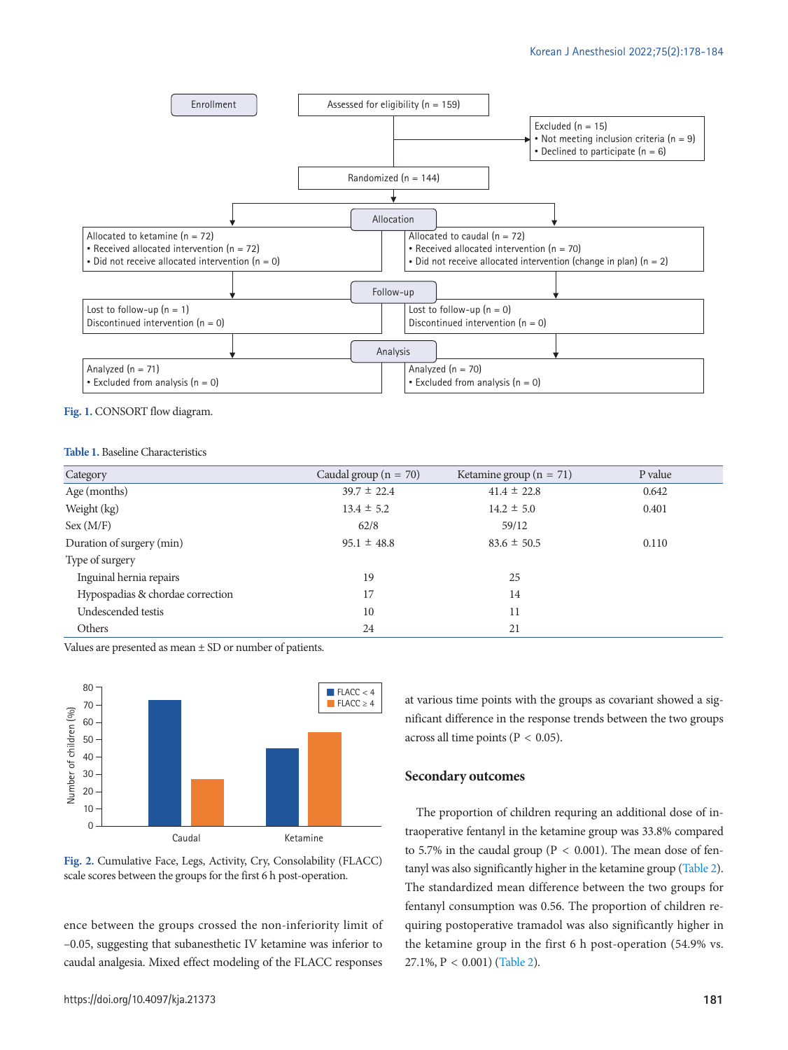Fig. 1. CONSORT flow diagram.

Table 1. Baseline Characteristics

| Category | Caudal group (n = 70) | Ketamine group (n = 71) | P value |
|---|---|---|---|
| Age (months) | 39.7 ± 22.4 | 41.4 ± 22.8 | 0.642 |
| Weight (kg) | 13.4 ± 5.2 | 14.2 ± 5.0 | 0.401 |
| Sex (M/F) | 62/8 | 59/12 | |
| Duration of surgery (min) | 95.1 ± 48.8 | 83.6 ± 50.5 | 0.110 |
| Type of surgery | | | |
| Inguinal hernia repairs | 19 | 25 | |
| Hypospadias & chordae correction | 17 | 14 | |
| Undescended testis | 10 | 11 | |
| Others | 24 | 21 | |

Values are presented as mean ± SD or number of patients.

Fig. 2. Cumulative Face, Legs, Activity, Cry, Consolability (FLACC) scale scores between the groups for the first 6 h post-operation.

ence between the groups crossed the non-inferiority limit of –0.05, suggesting that subanesthetic IV ketamine was inferior to caudal analgesia. Mixed effect modeling of the FLACC responses at various time points with the groups as covariant showed a significant difference in the response trends between the two groups across all time points (P < 0.05).

## Secondary outcomes

The proportion of children requring an additional dose of intraoperative fentanyl in the ketamine group was 33.8% compared to 5.7% in the caudal group (P < 0.001). The mean dose of fentanyl was also significantly higher in the ketamine group (Table 2). The standardized mean difference between the two groups for fentanyl consumption was 0.56. The proportion of children requiring postoperative tramadol was also significantly higher in the ketamine group in the first 6 h post-operation (54.9% vs. 27.1%, P < 0.001) (Table 2).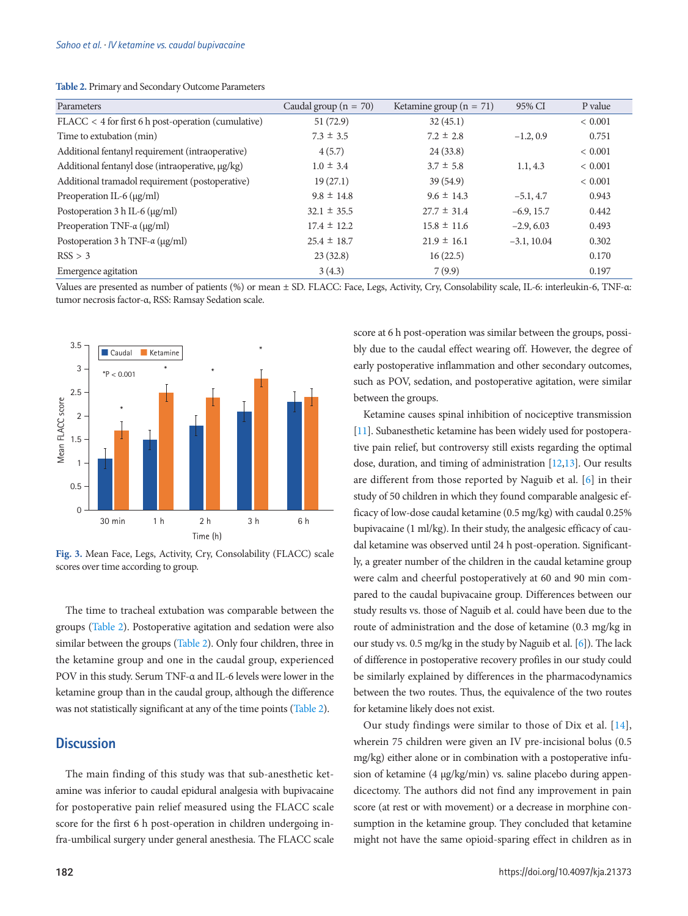**Table 2.** Primary and Secondary Outcome Parameters

| Parameters | Caudal group (n = 70) | Ketamine group (n = 71) | 95% CI | P value |
|---|---|---|---|---|
| FLACC < 4 for first 6 h post-operation (cumulative) | 51 (72.9) | 32 (45.1) | | < 0.001 |
| Time to extubation (min) | 7.3 ± 3.5 | 7.2 ± 2.8 | −1.2, 0.9 | 0.751 |
| Additional fentanyl requirement (intraoperative) | 4 (5.7) | 24 (33.8) | | < 0.001 |
| Additional fentanyl dose (intraoperative, μg/kg) | 1.0 ± 3.4 | 3.7 ± 5.8 | 1.1, 4.3 | < 0.001 |
| Additional tramadol requirement (postoperative) | 19 (27.1) | 39 (54.9) | | < 0.001 |
| Preoperation IL-6 (μg/ml) | 9.8 ± 14.8 | 9.6 ± 14.3 | −5.1, 4.7 | 0.943 |
| Postoperation 3 h IL-6 (μg/ml) | 32.1 ± 35.5 | 27.7 ± 31.4 | −6.9, 15.7 | 0.442 |
| Preoperation TNF-α (μg/ml) | 17.4 ± 12.2 | 15.8 ± 11.6 | −2.9, 6.03 | 0.493 |
| Postoperation 3 h TNF-α (μg/ml) | 25.4 ± 18.7 | 21.9 ± 16.1 | −3.1, 10.04 | 0.302 |
| RSS > 3 | 23 (32.8) | 16 (22.5) | | 0.170 |
| Emergence agitation | 3 (4.3) | 7 (9.9) | | 0.197 |

Values are presented as number of patients (%) or mean ± SD. FLACC: Face, Legs, Activity, Cry, Consolability scale, IL-6: interleukin-6, TNF-α: tumor necrosis factor-α, RSS: Ramsay Sedation scale.

**Fig. 3.** Mean Face, Legs, Activity, Cry, Consolability (FLACC) scale scores over time according to group.

The time to tracheal extubation was comparable between the groups (Table 2). Postoperative agitation and sedation were also similar between the groups (Table 2). Only four children, three in the ketamine group and one in the caudal group, experienced POV in this study. Serum TNF-α and IL-6 levels were lower in the ketamine group than in the caudal group, although the difference was not statistically significant at any of the time points (Table 2).

## Discussion

The main finding of this study was that sub-anesthetic ketamine was inferior to caudal epidural analgesia with bupivacaine for postoperative pain relief measured using the FLACC scale score for the first 6 h post-operation in children undergoing infra-umbilical surgery under general anesthesia. The FLACC scale score at 6 h post-operation was similar between the groups, possibly due to the caudal effect wearing off. However, the degree of early postoperative inflammation and other secondary outcomes, such as POV, sedation, and postoperative agitation, were similar between the groups.

Ketamine causes spinal inhibition of nociceptive transmission [11]. Subanesthetic ketamine has been widely used for postoperative pain relief, but controversy still exists regarding the optimal dose, duration, and timing of administration [12,13]. Our results are different from those reported by Naguib et al. [6] in their study of 50 children in which they found comparable analgesic efficacy of low-dose caudal ketamine (0.5 mg/kg) with caudal 0.25% bupivacaine (1 ml/kg). In their study, the analgesic efficacy of caudal ketamine was observed until 24 h post-operation. Significantly, a greater number of the children in the caudal ketamine group were calm and cheerful postoperatively at 60 and 90 min compared to the caudal bupivacaine group. Differences between our study results vs. those of Naguib et al. could have been due to the route of administration and the dose of ketamine (0.3 mg/kg in our study vs. 0.5 mg/kg in the study by Naguib et al. [6]). The lack of difference in postoperative recovery profiles in our study could be similarly explained by differences in the pharmacodynamics between the two routes. Thus, the equivalence of the two routes for ketamine likely does not exist.

Our study findings were similar to those of Dix et al. [14], wherein 75 children were given an IV pre-incisional bolus (0.5 mg/kg) either alone or in combination with a postoperative infusion of ketamine (4 μg/kg/min) vs. saline placebo during appendicectomy. The authors did not find any improvement in pain score (at rest or with movement) or a decrease in morphine consumption in the ketamine group. They concluded that ketamine might not have the same opioid-sparing effect in children as in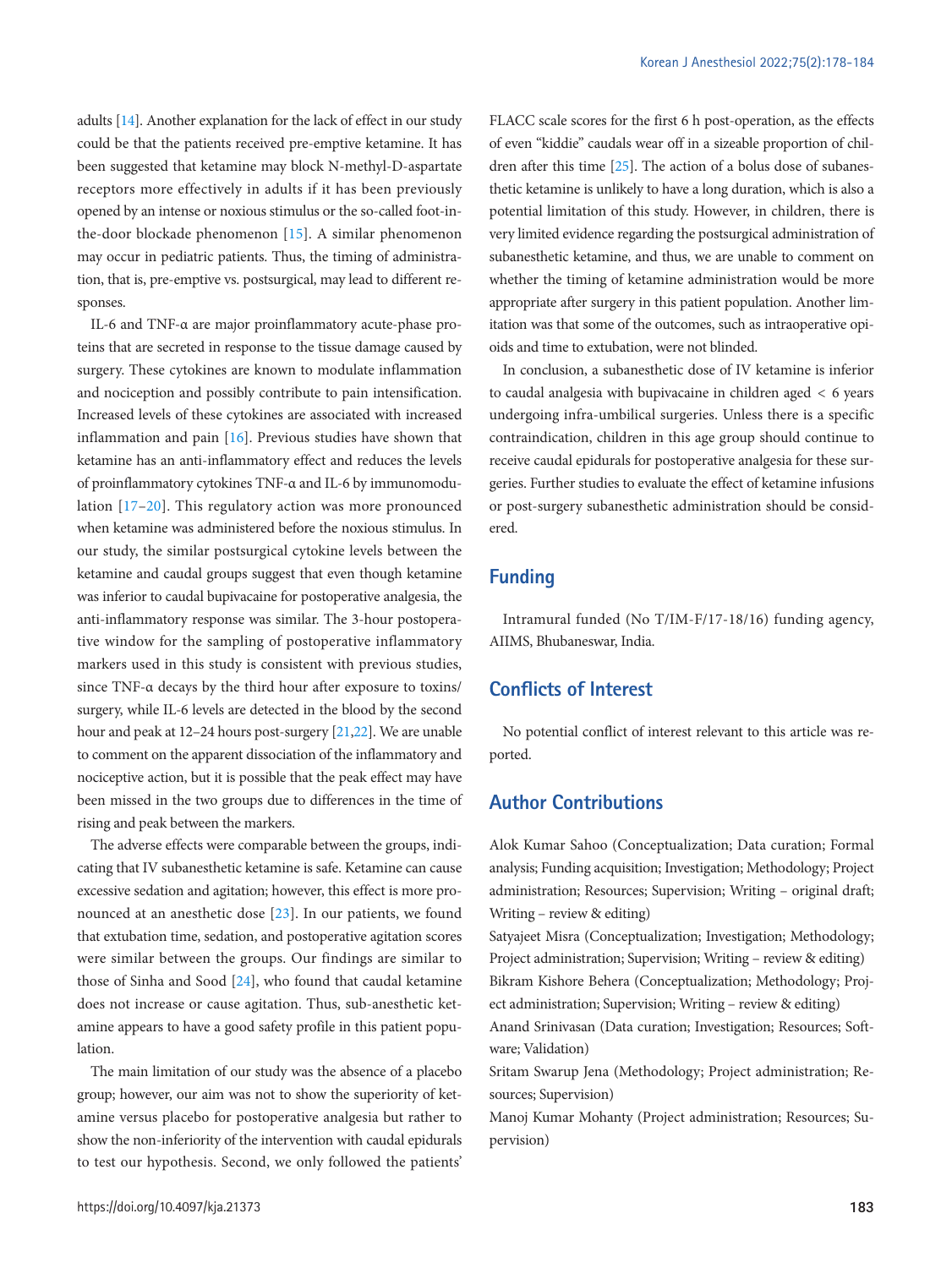adults [14]. Another explanation for the lack of effect in our study could be that the patients received pre-emptive ketamine. It has been suggested that ketamine may block N-methyl-D-aspartate receptors more effectively in adults if it has been previously opened by an intense or noxious stimulus or the so-called foot-in-the-door blockade phenomenon [15]. A similar phenomenon may occur in pediatric patients. Thus, the timing of administration, that is, pre-emptive vs. postsurgical, may lead to different responses.

IL-6 and TNF-α are major proinflammatory acute-phase proteins that are secreted in response to the tissue damage caused by surgery. These cytokines are known to modulate inflammation and nociception and possibly contribute to pain intensification. Increased levels of these cytokines are associated with increased inflammation and pain [16]. Previous studies have shown that ketamine has an anti-inflammatory effect and reduces the levels of proinflammatory cytokines TNF-α and IL-6 by immunomodulation [17–20]. This regulatory action was more pronounced when ketamine was administered before the noxious stimulus. In our study, the similar postsurgical cytokine levels between the ketamine and caudal groups suggest that even though ketamine was inferior to caudal bupivacaine for postoperative analgesia, the anti-inflammatory response was similar. The 3-hour postoperative window for the sampling of postoperative inflammatory markers used in this study is consistent with previous studies, since TNF-α decays by the third hour after exposure to toxins/surgery, while IL-6 levels are detected in the blood by the second hour and peak at 12–24 hours post-surgery [21,22]. We are unable to comment on the apparent dissociation of the inflammatory and nociceptive action, but it is possible that the peak effect may have been missed in the two groups due to differences in the time of rising and peak between the markers.

The adverse effects were comparable between the groups, indicating that IV subanesthetic ketamine is safe. Ketamine can cause excessive sedation and agitation; however, this effect is more pronounced at an anesthetic dose [23]. In our patients, we found that extubation time, sedation, and postoperative agitation scores were similar between the groups. Our findings are similar to those of Sinha and Sood [24], who found that caudal ketamine does not increase or cause agitation. Thus, sub-anesthetic ketamine appears to have a good safety profile in this patient population.

The main limitation of our study was the absence of a placebo group; however, our aim was not to show the superiority of ketamine versus placebo for postoperative analgesia but rather to show the non-inferiority of the intervention with caudal epidurals to test our hypothesis. Second, we only followed the patients' FLACC scale scores for the first 6 h post-operation, as the effects of even "kiddie" caudals wear off in a sizeable proportion of children after this time [25]. The action of a bolus dose of subanesthetic ketamine is unlikely to have a long duration, which is also a potential limitation of this study. However, in children, there is very limited evidence regarding the postsurgical administration of subanesthetic ketamine, and thus, we are unable to comment on whether the timing of ketamine administration would be more appropriate after surgery in this patient population. Another limitation was that some of the outcomes, such as intraoperative opioids and time to extubation, were not blinded.

In conclusion, a subanesthetic dose of IV ketamine is inferior to caudal analgesia with bupivacaine in children aged < 6 years undergoing infra-umbilical surgeries. Unless there is a specific contraindication, children in this age group should continue to receive caudal epidurals for postoperative analgesia for these surgeries. Further studies to evaluate the effect of ketamine infusions or post-surgery subanesthetic administration should be considered.

## Funding

Intramural funded (No T/IM-F/17-18/16) funding agency, AIIMS, Bhubaneswar, India.

## Conflicts of Interest

No potential conflict of interest relevant to this article was reported.

## Author Contributions

Alok Kumar Sahoo (Conceptualization; Data curation; Formal analysis; Funding acquisition; Investigation; Methodology; Project administration; Resources; Supervision; Writing – original draft; Writing – review & editing)
Satyajeet Misra (Conceptualization; Investigation; Methodology; Project administration; Supervision; Writing – review & editing)
Bikram Kishore Behera (Conceptualization; Methodology; Project administration; Supervision; Writing – review & editing)
Anand Srinivasan (Data curation; Investigation; Resources; Software; Validation)
Sritam Swarup Jena (Methodology; Project administration; Resources; Supervision)
Manoj Kumar Mohanty (Project administration; Resources; Supervision)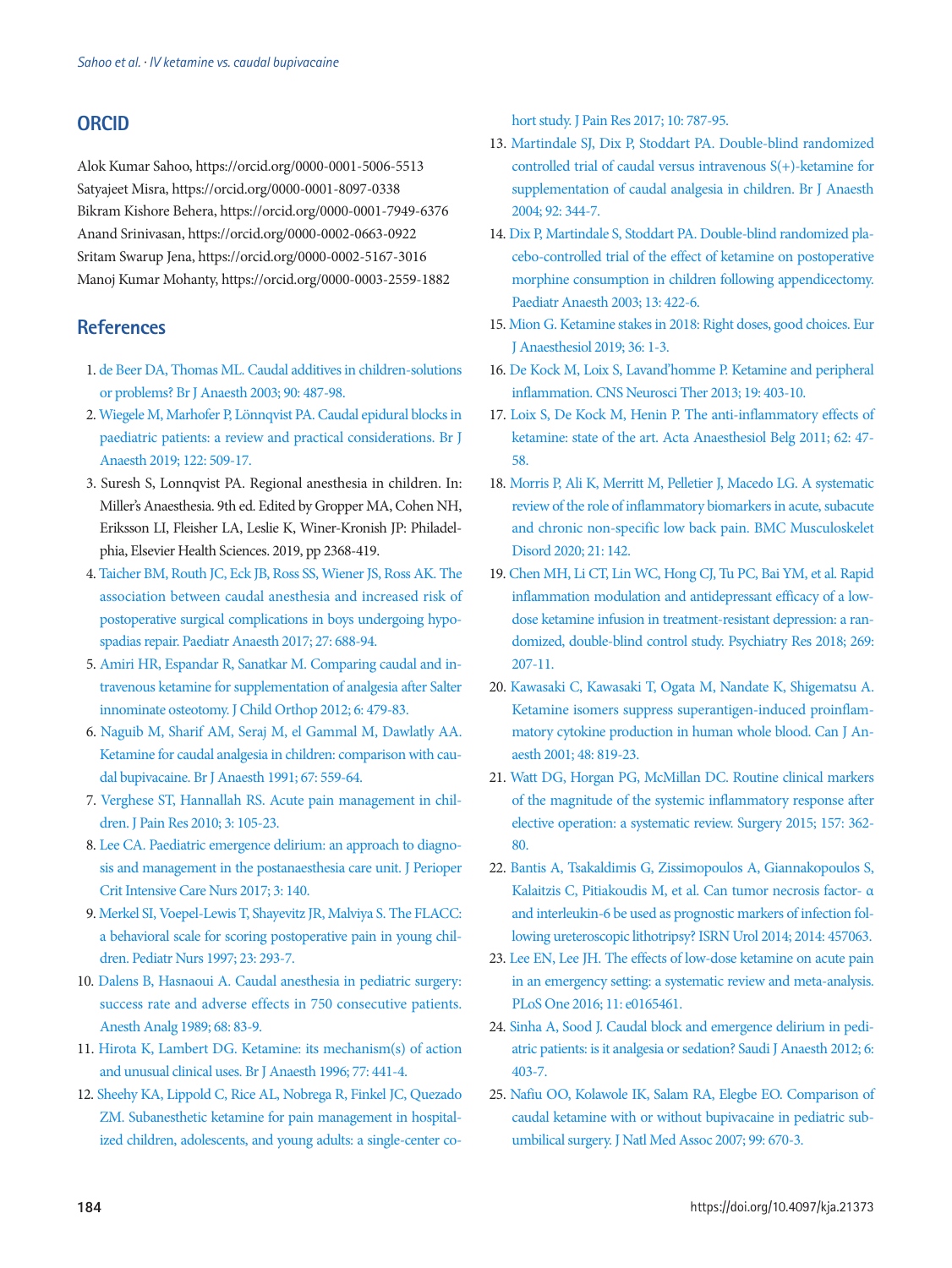## ORCID

Alok Kumar Sahoo, https://orcid.org/0000-0001-5006-5513
Satyajeet Misra, https://orcid.org/0000-0001-8097-0338
Bikram Kishore Behera, https://orcid.org/0000-0001-7949-6376
Anand Srinivasan, https://orcid.org/0000-0002-0663-0922
Sritam Swarup Jena, https://orcid.org/0000-0002-5167-3016
Manoj Kumar Mohanty, https://orcid.org/0000-0003-2559-1882

## References

1. de Beer DA, Thomas ML. Caudal additives in children-solutions or problems? Br J Anaesth 2003; 90: 487-98.
2. Wiegele M, Marhofer P, Lönnqvist PA. Caudal epidural blocks in paediatric patients: a review and practical considerations. Br J Anaesth 2019; 122: 509-17.
3. Suresh S, Lonnqvist PA. Regional anesthesia in children. In: Miller's Anaesthesia. 9th ed. Edited by Gropper MA, Cohen NH, Eriksson LI, Fleisher LA, Leslie K, Winer-Kronish JP: Philadelphia, Elsevier Health Sciences. 2019, pp 2368-419.
4. Taicher BM, Routh JC, Eck JB, Ross SS, Wiener JS, Ross AK. The association between caudal anesthesia and increased risk of postoperative surgical complications in boys undergoing hypospadias repair. Paediatr Anaesth 2017; 27: 688-94.
5. Amiri HR, Espandar R, Sanatkar M. Comparing caudal and intravenous ketamine for supplementation of analgesia after Salter innominate osteotomy. J Child Orthop 2012; 6: 479-83.
6. Naguib M, Sharif AM, Seraj M, el Gammal M, Dawlatly AA. Ketamine for caudal analgesia in children: comparison with caudal bupivacaine. Br J Anaesth 1991; 67: 559-64.
7. Verghese ST, Hannallah RS. Acute pain management in children. J Pain Res 2010; 3: 105-23.
8. Lee CA. Paediatric emergence delirium: an approach to diagnosis and management in the postanaesthesia care unit. J Perioper Crit Intensive Care Nurs 2017; 3: 140.
9. Merkel SI, Voepel-Lewis T, Shayevitz JR, Malviya S. The FLACC: a behavioral scale for scoring postoperative pain in young children. Pediatr Nurs 1997; 23: 293-7.
10. Dalens B, Hasnaoui A. Caudal anesthesia in pediatric surgery: success rate and adverse effects in 750 consecutive patients. Anesth Analg 1989; 68: 83-9.
11. Hirota K, Lambert DG. Ketamine: its mechanism(s) of action and unusual clinical uses. Br J Anaesth 1996; 77: 441-4.
12. Sheehy KA, Lippold C, Rice AL, Nobrega R, Finkel JC, Quezado ZM. Subanesthetic ketamine for pain management in hospitalized children, adolescents, and young adults: a single-center cohort study. J Pain Res 2017; 10: 787-95.
13. Martindale SJ, Dix P, Stoddart PA. Double-blind randomized controlled trial of caudal versus intravenous S(+)-ketamine for supplementation of caudal analgesia in children. Br J Anaesth 2004; 92: 344-7.
14. Dix P, Martindale S, Stoddart PA. Double-blind randomized placebo-controlled trial of the effect of ketamine on postoperative morphine consumption in children following appendicectomy. Paediatr Anaesth 2003; 13: 422-6.
15. Mion G. Ketamine stakes in 2018: Right doses, good choices. Eur J Anaesthesiol 2019; 36: 1-3.
16. De Kock M, Loix S, Lavand'homme P. Ketamine and peripheral inflammation. CNS Neurosci Ther 2013; 19: 403-10.
17. Loix S, De Kock M, Henin P. The anti-inflammatory effects of ketamine: state of the art. Acta Anaesthesiol Belg 2011; 62: 47-58.
18. Morris P, Ali K, Merritt M, Pelletier J, Macedo LG. A systematic review of the role of inflammatory biomarkers in acute, subacute and chronic non-specific low back pain. BMC Musculoskelet Disord 2020; 21: 142.
19. Chen MH, Li CT, Lin WC, Hong CJ, Tu PC, Bai YM, et al. Rapid inflammation modulation and antidepressant efficacy of a low-dose ketamine infusion in treatment-resistant depression: a randomized, double-blind control study. Psychiatry Res 2018; 269: 207-11.
20. Kawasaki C, Kawasaki T, Ogata M, Nandate K, Shigematsu A. Ketamine isomers suppress superantigen-induced proinflammatory cytokine production in human whole blood. Can J Anaesth 2001; 48: 819-23.
21. Watt DG, Horgan PG, McMillan DC. Routine clinical markers of the magnitude of the systemic inflammatory response after elective operation: a systematic review. Surgery 2015; 157: 362-80.
22. Bantis A, Tsakaldimis G, Zissimopoulos A, Giannakopoulos S, Kalaitzis C, Pitiakoudis M, et al. Can tumor necrosis factor- α and interleukin-6 be used as prognostic markers of infection following ureteroscopic lithotripsy? ISRN Urol 2014; 2014: 457063.
23. Lee EN, Lee JH. The effects of low-dose ketamine on acute pain in an emergency setting: a systematic review and meta-analysis. PLoS One 2016; 11: e0165461.
24. Sinha A, Sood J. Caudal block and emergence delirium in pediatric patients: is it analgesia or sedation? Saudi J Anaesth 2012; 6: 403-7.
25. Nafiu OO, Kolawole IK, Salam RA, Elegbe EO. Comparison of caudal ketamine with or without bupivacaine in pediatric subumbilical surgery. J Natl Med Assoc 2007; 99: 670-3.